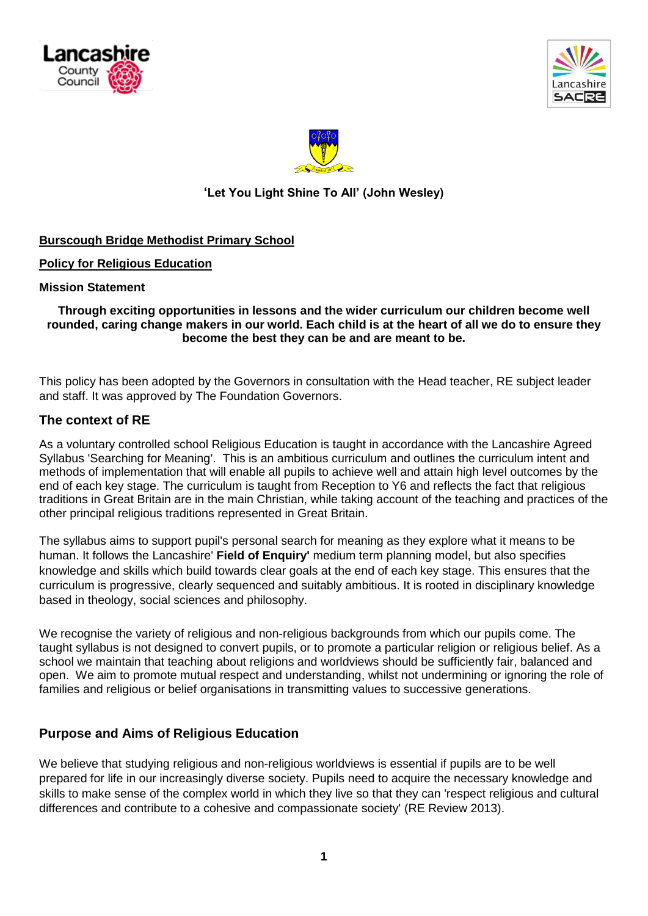**'Let You Light Shine To All' (John Wesley)**

**Burscough Bridge Methodist Primary School**

**Policy for Religious Education**

**Mission Statement**

**Through exciting opportunities in lessons and the wider curriculum our children become well rounded, caring change makers in our world. Each child is at the heart of all we do to ensure they become the best they can be and are meant to be.**

This policy has been adopted by the Governors in consultation with the Head teacher, RE subject leader and staff. It was approved by The Foundation Governors.

## The context of RE

As a voluntary controlled school Religious Education is taught in accordance with the Lancashire Agreed Syllabus 'Searching for Meaning'. This is an ambitious curriculum and outlines the curriculum intent and methods of implementation that will enable all pupils to achieve well and attain high level outcomes by the end of each key stage. The curriculum is taught from Reception to Y6 and reflects the fact that religious traditions in Great Britain are in the main Christian, while taking account of the teaching and practices of the other principal religious traditions represented in Great Britain.

The syllabus aims to support pupil's personal search for meaning as they explore what it means to be human. It follows the Lancashire' **Field of Enquiry'** medium term planning model, but also specifies knowledge and skills which build towards clear goals at the end of each key stage. This ensures that the curriculum is progressive, clearly sequenced and suitably ambitious. It is rooted in disciplinary knowledge based in theology, social sciences and philosophy.

We recognise the variety of religious and non-religious backgrounds from which our pupils come. The taught syllabus is not designed to convert pupils, or to promote a particular religion or religious belief. As a school we maintain that teaching about religions and worldviews should be sufficiently fair, balanced and open. We aim to promote mutual respect and understanding, whilst not undermining or ignoring the role of families and religious or belief organisations in transmitting values to successive generations.

## Purpose and Aims of Religious Education

We believe that studying religious and non-religious worldviews is essential if pupils are to be well prepared for life in our increasingly diverse society. Pupils need to acquire the necessary knowledge and skills to make sense of the complex world in which they live so that they can 'respect religious and cultural differences and contribute to a cohesive and compassionate society' (RE Review 2013).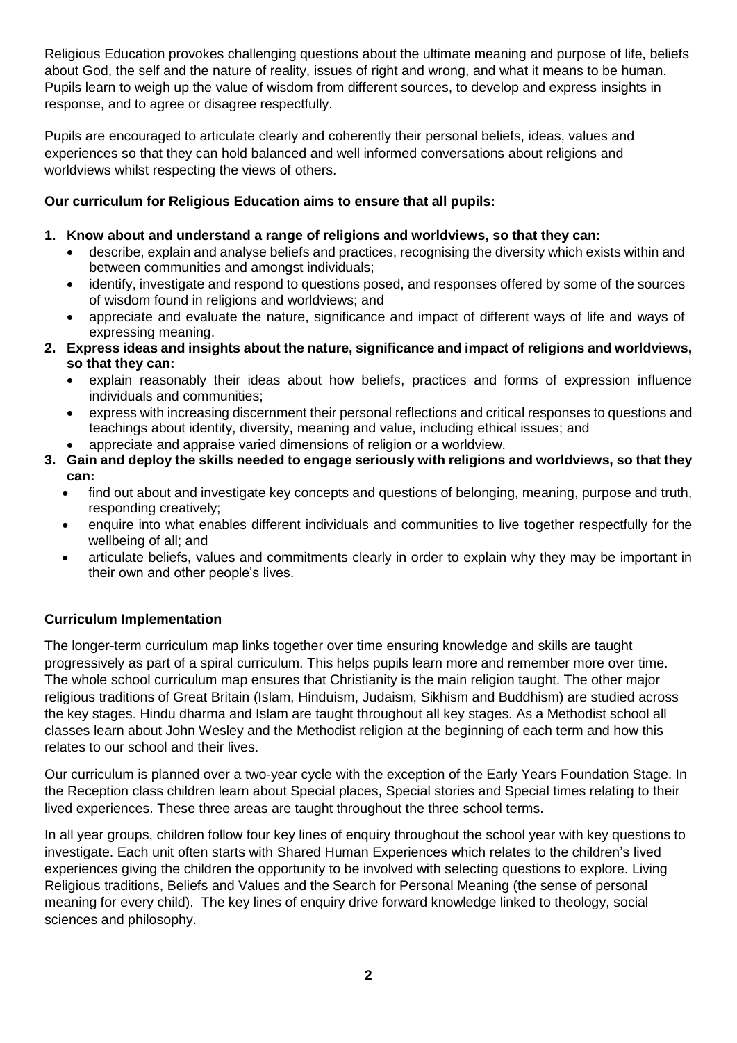Religious Education provokes challenging questions about the ultimate meaning and purpose of life, beliefs about God, the self and the nature of reality, issues of right and wrong, and what it means to be human. Pupils learn to weigh up the value of wisdom from different sources, to develop and express insights in response, and to agree or disagree respectfully.

Pupils are encouraged to articulate clearly and coherently their personal beliefs, ideas, values and experiences so that they can hold balanced and well informed conversations about religions and worldviews whilst respecting the views of others.

**Our curriculum for Religious Education aims to ensure that all pupils:**

1. **Know about and understand a range of religions and worldviews, so that they can:**
   - describe, explain and analyse beliefs and practices, recognising the diversity which exists within and between communities and amongst individuals;
   - identify, investigate and respond to questions posed, and responses offered by some of the sources of wisdom found in religions and worldviews; and
   - appreciate and evaluate the nature, significance and impact of different ways of life and ways of expressing meaning.
2. **Express ideas and insights about the nature, significance and impact of religions and worldviews, so that they can:**
   - explain reasonably their ideas about how beliefs, practices and forms of expression influence individuals and communities;
   - express with increasing discernment their personal reflections and critical responses to questions and teachings about identity, diversity, meaning and value, including ethical issues; and
   - appreciate and appraise varied dimensions of religion or a worldview.
3. **Gain and deploy the skills needed to engage seriously with religions and worldviews, so that they can:**
   - find out about and investigate key concepts and questions of belonging, meaning, purpose and truth, responding creatively;
   - enquire into what enables different individuals and communities to live together respectfully for the wellbeing of all; and
   - articulate beliefs, values and commitments clearly in order to explain why they may be important in their own and other people's lives.

**Curriculum Implementation**

The longer-term curriculum map links together over time ensuring knowledge and skills are taught progressively as part of a spiral curriculum. This helps pupils learn more and remember more over time. The whole school curriculum map ensures that Christianity is the main religion taught. The other major religious traditions of Great Britain (Islam, Hinduism, Judaism, Sikhism and Buddhism) are studied across the key stages. Hindu dharma and Islam are taught throughout all key stages. As a Methodist school all classes learn about John Wesley and the Methodist religion at the beginning of each term and how this relates to our school and their lives.

Our curriculum is planned over a two-year cycle with the exception of the Early Years Foundation Stage. In the Reception class children learn about Special places, Special stories and Special times relating to their lived experiences. These three areas are taught throughout the three school terms.

In all year groups, children follow four key lines of enquiry throughout the school year with key questions to investigate. Each unit often starts with Shared Human Experiences which relates to the children's lived experiences giving the children the opportunity to be involved with selecting questions to explore. Living Religious traditions, Beliefs and Values and the Search for Personal Meaning (the sense of personal meaning for every child). The key lines of enquiry drive forward knowledge linked to theology, social sciences and philosophy.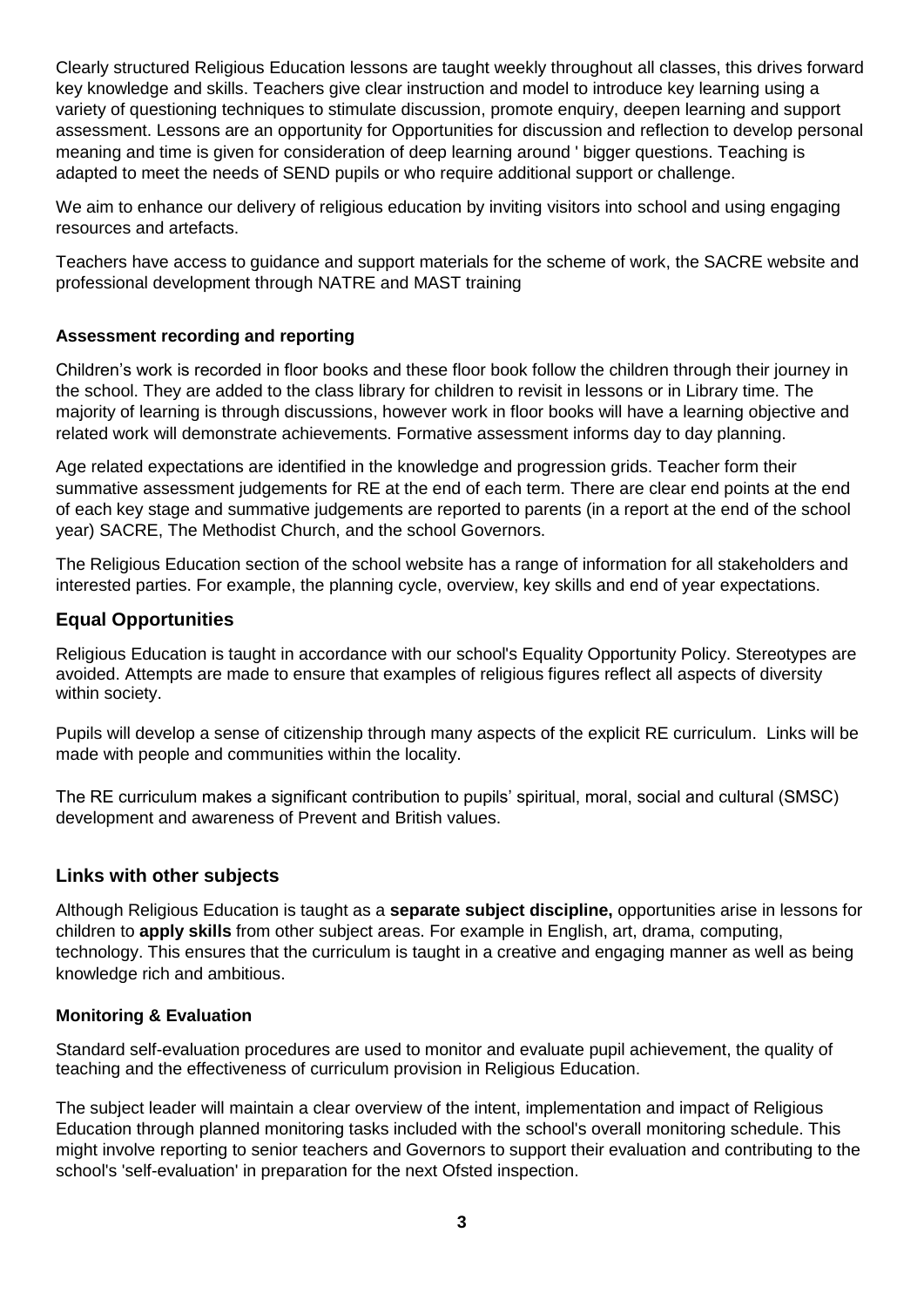Clearly structured Religious Education lessons are taught weekly throughout all classes, this drives forward key knowledge and skills. Teachers give clear instruction and model to introduce key learning using a variety of questioning techniques to stimulate discussion, promote enquiry, deepen learning and support assessment. Lessons are an opportunity for Opportunities for discussion and reflection to develop personal meaning and time is given for consideration of deep learning around ' bigger questions. Teaching is adapted to meet the needs of SEND pupils or who require additional support or challenge.

We aim to enhance our delivery of religious education by inviting visitors into school and using engaging resources and artefacts.

Teachers have access to guidance and support materials for the scheme of work, the SACRE website and professional development through NATRE and MAST training

### Assessment recording and reporting

Children's work is recorded in floor books and these floor book follow the children through their journey in the school. They are added to the class library for children to revisit in lessons or in Library time. The majority of learning is through discussions, however work in floor books will have a learning objective and related work will demonstrate achievements. Formative assessment informs day to day planning.

Age related expectations are identified in the knowledge and progression grids. Teacher form their summative assessment judgements for RE at the end of each term. There are clear end points at the end of each key stage and summative judgements are reported to parents (in a report at the end of the school year) SACRE, The Methodist Church, and the school Governors.

The Religious Education section of the school website has a range of information for all stakeholders and interested parties. For example, the planning cycle, overview, key skills and end of year expectations.

## Equal Opportunities

Religious Education is taught in accordance with our school's Equality Opportunity Policy. Stereotypes are avoided. Attempts are made to ensure that examples of religious figures reflect all aspects of diversity within society.

Pupils will develop a sense of citizenship through many aspects of the explicit RE curriculum. Links will be made with people and communities within the locality.

The RE curriculum makes a significant contribution to pupils' spiritual, moral, social and cultural (SMSC) development and awareness of Prevent and British values.

## Links with other subjects

Although Religious Education is taught as a **separate subject discipline,** opportunities arise in lessons for children to **apply skills** from other subject areas. For example in English, art, drama, computing, technology. This ensures that the curriculum is taught in a creative and engaging manner as well as being knowledge rich and ambitious.

### Monitoring & Evaluation

Standard self-evaluation procedures are used to monitor and evaluate pupil achievement, the quality of teaching and the effectiveness of curriculum provision in Religious Education.

The subject leader will maintain a clear overview of the intent, implementation and impact of Religious Education through planned monitoring tasks included with the school's overall monitoring schedule. This might involve reporting to senior teachers and Governors to support their evaluation and contributing to the school's 'self-evaluation' in preparation for the next Ofsted inspection.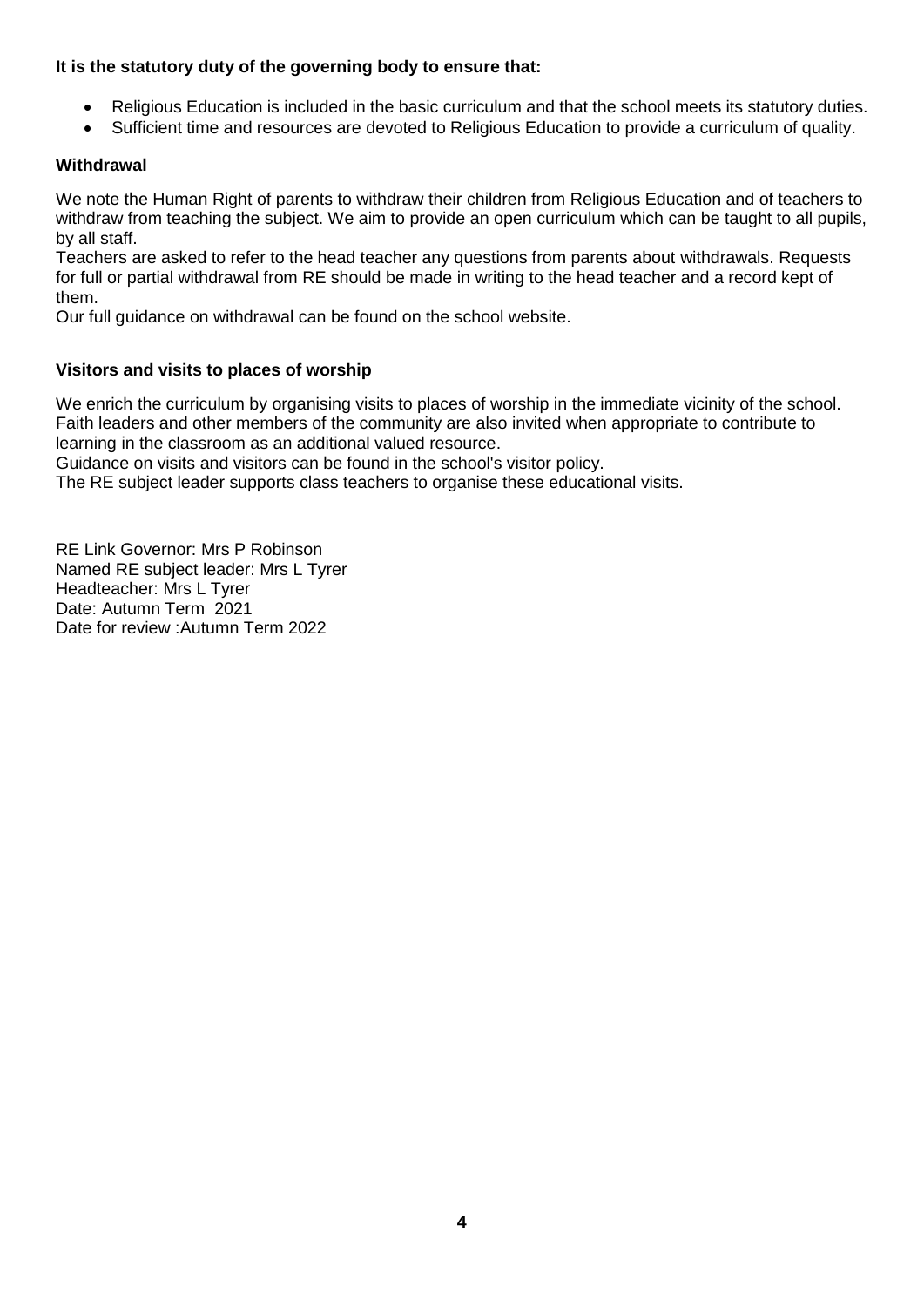**It is the statutory duty of the governing body to ensure that:**

- Religious Education is included in the basic curriculum and that the school meets its statutory duties.
- Sufficient time and resources are devoted to Religious Education to provide a curriculum of quality.

**Withdrawal**

We note the Human Right of parents to withdraw their children from Religious Education and of teachers to withdraw from teaching the subject. We aim to provide an open curriculum which can be taught to all pupils, by all staff.
Teachers are asked to refer to the head teacher any questions from parents about withdrawals. Requests for full or partial withdrawal from RE should be made in writing to the head teacher and a record kept of them.
Our full guidance on withdrawal can be found on the school website.

**Visitors and visits to places of worship**

We enrich the curriculum by organising visits to places of worship in the immediate vicinity of the school. Faith leaders and other members of the community are also invited when appropriate to contribute to learning in the classroom as an additional valued resource.
Guidance on visits and visitors can be found in the school's visitor policy.
The RE subject leader supports class teachers to organise these educational visits.

RE Link Governor: Mrs P Robinson
Named RE subject leader: Mrs L Tyrer
Headteacher: Mrs L Tyrer
Date: Autumn Term 2021
Date for review :Autumn Term 2022